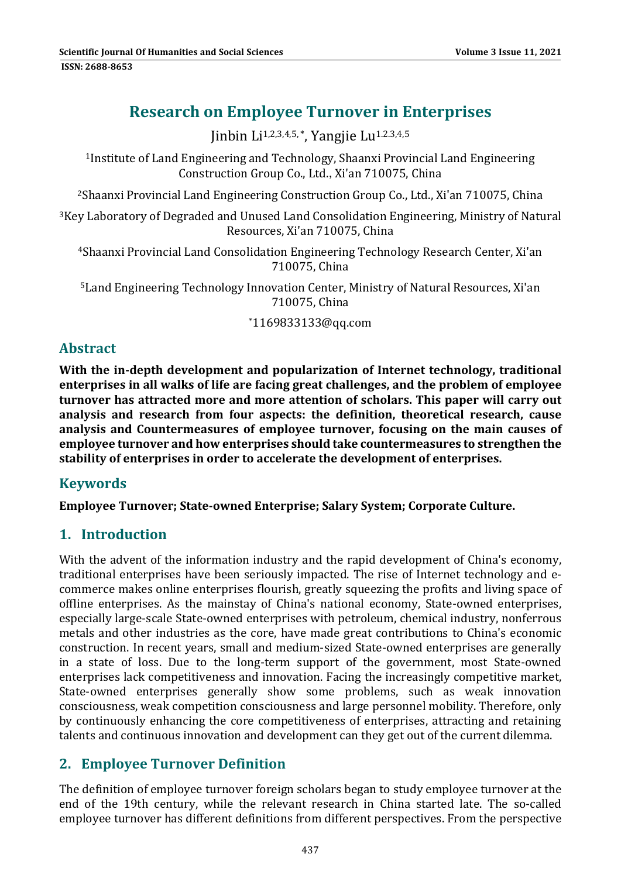# Research on Employee Turnover in Enterprises

Jinbin Li[1,2,3,4,5,*], Yangjie Lu[1,2,3,4,5]

[1]Institute of Land Engineering and Technology, Shaanxi Provincial Land Engineering Construction Group Co., Ltd., Xi'an 710075, China

[2]Shaanxi Provincial Land Engineering Construction Group Co., Ltd., Xi'an 710075, China

[3]Key Laboratory of Degraded and Unused Land Consolidation Engineering, Ministry of Natural Resources, Xi'an 710075, China

[4]Shaanxi Provincial Land Consolidation Engineering Technology Research Center, Xi'an 710075, China

[5]Land Engineering Technology Innovation Center, Ministry of Natural Resources, Xi'an 710075, China

*1169833133@qq.com

## Abstract

**With the in-depth development and popularization of Internet technology, traditional enterprises in all walks of life are facing great challenges, and the problem of employee turnover has attracted more and more attention of scholars. This paper will carry out analysis and research from four aspects: the definition, theoretical research, cause analysis and Countermeasures of employee turnover, focusing on the main causes of employee turnover and how enterprises should take countermeasures to strengthen the stability of enterprises in order to accelerate the development of enterprises.**

## Keywords

**Employee Turnover; State-owned Enterprise; Salary System; Corporate Culture.**

## 1. Introduction

With the advent of the information industry and the rapid development of China's economy, traditional enterprises have been seriously impacted. The rise of Internet technology and e-commerce makes online enterprises flourish, greatly squeezing the profits and living space of offline enterprises. As the mainstay of China's national economy, State-owned enterprises, especially large-scale State-owned enterprises with petroleum, chemical industry, nonferrous metals and other industries as the core, have made great contributions to China's economic construction. In recent years, small and medium-sized State-owned enterprises are generally in a state of loss. Due to the long-term support of the government, most State-owned enterprises lack competitiveness and innovation. Facing the increasingly competitive market, State-owned enterprises generally show some problems, such as weak innovation consciousness, weak competition consciousness and large personnel mobility. Therefore, only by continuously enhancing the core competitiveness of enterprises, attracting and retaining talents and continuous innovation and development can they get out of the current dilemma.

## 2. Employee Turnover Definition

The definition of employee turnover foreign scholars began to study employee turnover at the end of the 19th century, while the relevant research in China started late. The so-called employee turnover has different definitions from different perspectives. From the perspective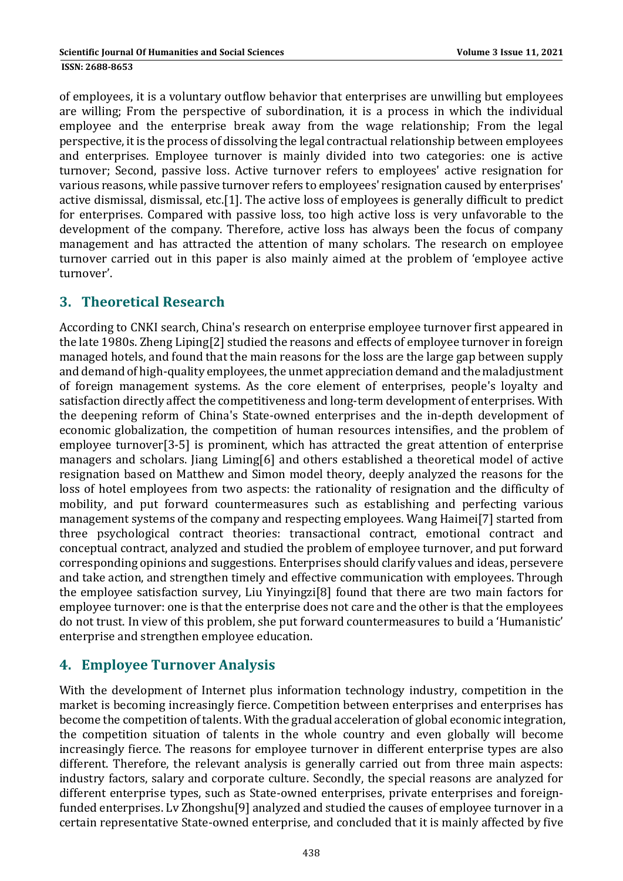of employees, it is a voluntary outflow behavior that enterprises are unwilling but employees are willing; From the perspective of subordination, it is a process in which the individual employee and the enterprise break away from the wage relationship; From the legal perspective, it is the process of dissolving the legal contractual relationship between employees and enterprises. Employee turnover is mainly divided into two categories: one is active turnover; Second, passive loss. Active turnover refers to employees' active resignation for various reasons, while passive turnover refers to employees' resignation caused by enterprises' active dismissal, dismissal, etc.[1]. The active loss of employees is generally difficult to predict for enterprises. Compared with passive loss, too high active loss is very unfavorable to the development of the company. Therefore, active loss has always been the focus of company management and has attracted the attention of many scholars. The research on employee turnover carried out in this paper is also mainly aimed at the problem of 'employee active turnover'.

## 3. Theoretical Research

According to CNKI search, China's research on enterprise employee turnover first appeared in the late 1980s. Zheng Liping[2] studied the reasons and effects of employee turnover in foreign managed hotels, and found that the main reasons for the loss are the large gap between supply and demand of high-quality employees, the unmet appreciation demand and the maladjustment of foreign management systems. As the core element of enterprises, people's loyalty and satisfaction directly affect the competitiveness and long-term development of enterprises. With the deepening reform of China's State-owned enterprises and the in-depth development of economic globalization, the competition of human resources intensifies, and the problem of employee turnover[3-5] is prominent, which has attracted the great attention of enterprise managers and scholars. Jiang Liming[6] and others established a theoretical model of active resignation based on Matthew and Simon model theory, deeply analyzed the reasons for the loss of hotel employees from two aspects: the rationality of resignation and the difficulty of mobility, and put forward countermeasures such as establishing and perfecting various management systems of the company and respecting employees. Wang Haimei[7] started from three psychological contract theories: transactional contract, emotional contract and conceptual contract, analyzed and studied the problem of employee turnover, and put forward corresponding opinions and suggestions. Enterprises should clarify values and ideas, persevere and take action, and strengthen timely and effective communication with employees. Through the employee satisfaction survey, Liu Yinyingzi[8] found that there are two main factors for employee turnover: one is that the enterprise does not care and the other is that the employees do not trust. In view of this problem, she put forward countermeasures to build a 'Humanistic' enterprise and strengthen employee education.

## 4. Employee Turnover Analysis

With the development of Internet plus information technology industry, competition in the market is becoming increasingly fierce. Competition between enterprises and enterprises has become the competition of talents. With the gradual acceleration of global economic integration, the competition situation of talents in the whole country and even globally will become increasingly fierce. The reasons for employee turnover in different enterprise types are also different. Therefore, the relevant analysis is generally carried out from three main aspects: industry factors, salary and corporate culture. Secondly, the special reasons are analyzed for different enterprise types, such as State-owned enterprises, private enterprises and foreign-funded enterprises. Lv Zhongshu[9] analyzed and studied the causes of employee turnover in a certain representative State-owned enterprise, and concluded that it is mainly affected by five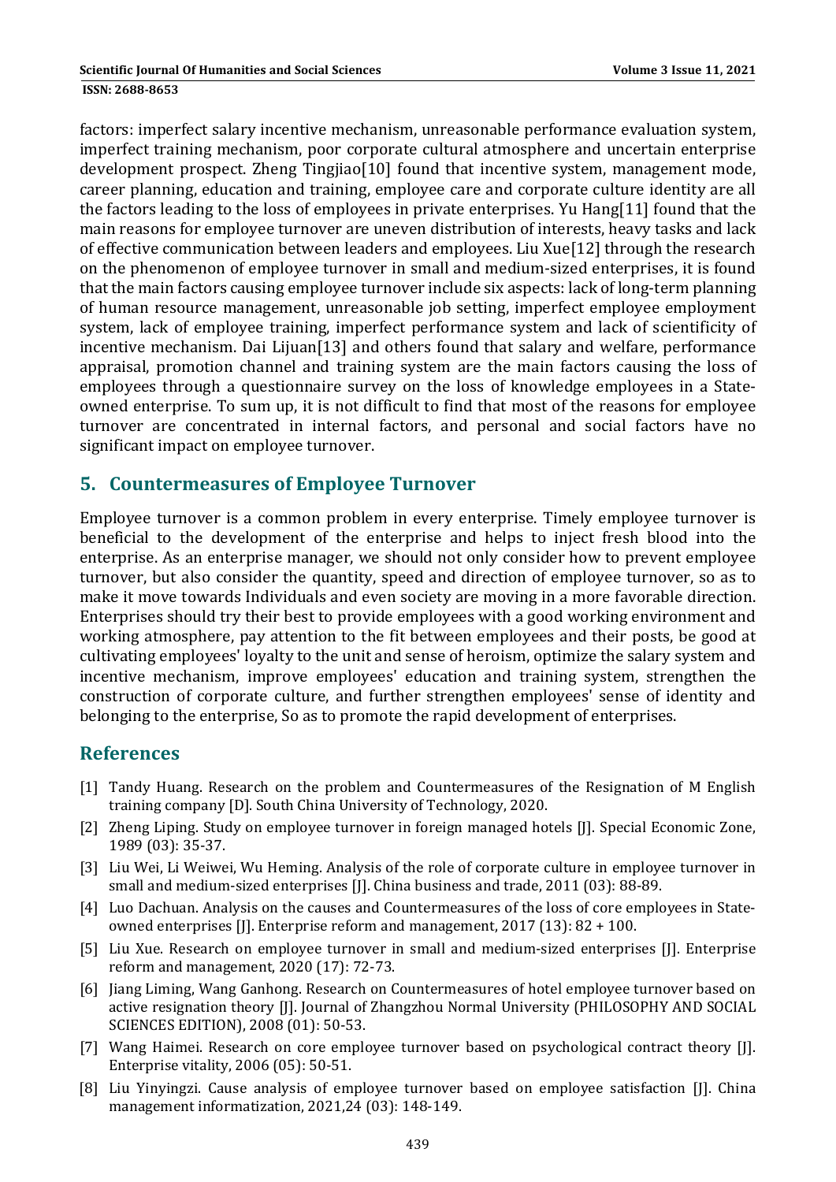factors: imperfect salary incentive mechanism, unreasonable performance evaluation system, imperfect training mechanism, poor corporate cultural atmosphere and uncertain enterprise development prospect. Zheng Tingjiao[10] found that incentive system, management mode, career planning, education and training, employee care and corporate culture identity are all the factors leading to the loss of employees in private enterprises. Yu Hang[11] found that the main reasons for employee turnover are uneven distribution of interests, heavy tasks and lack of effective communication between leaders and employees. Liu Xue[12] through the research on the phenomenon of employee turnover in small and medium-sized enterprises, it is found that the main factors causing employee turnover include six aspects: lack of long-term planning of human resource management, unreasonable job setting, imperfect employee employment system, lack of employee training, imperfect performance system and lack of scientificity of incentive mechanism. Dai Lijuan[13] and others found that salary and welfare, performance appraisal, promotion channel and training system are the main factors causing the loss of employees through a questionnaire survey on the loss of knowledge employees in a State-owned enterprise. To sum up, it is not difficult to find that most of the reasons for employee turnover are concentrated in internal factors, and personal and social factors have no significant impact on employee turnover.

## 5. Countermeasures of Employee Turnover

Employee turnover is a common problem in every enterprise. Timely employee turnover is beneficial to the development of the enterprise and helps to inject fresh blood into the enterprise. As an enterprise manager, we should not only consider how to prevent employee turnover, but also consider the quantity, speed and direction of employee turnover, so as to make it move towards Individuals and even society are moving in a more favorable direction. Enterprises should try their best to provide employees with a good working environment and working atmosphere, pay attention to the fit between employees and their posts, be good at cultivating employees' loyalty to the unit and sense of heroism, optimize the salary system and incentive mechanism, improve employees' education and training system, strengthen the construction of corporate culture, and further strengthen employees' sense of identity and belonging to the enterprise, So as to promote the rapid development of enterprises.

## References

[1] Tandy Huang. Research on the problem and Countermeasures of the Resignation of M English training company [D]. South China University of Technology, 2020.

[2] Zheng Liping. Study on employee turnover in foreign managed hotels [J]. Special Economic Zone, 1989 (03): 35-37.

[3] Liu Wei, Li Weiwei, Wu Heming. Analysis of the role of corporate culture in employee turnover in small and medium-sized enterprises [J]. China business and trade, 2011 (03): 88-89.

[4] Luo Dachuan. Analysis on the causes and Countermeasures of the loss of core employees in State-owned enterprises [J]. Enterprise reform and management, 2017 (13): 82 + 100.

[5] Liu Xue. Research on employee turnover in small and medium-sized enterprises [J]. Enterprise reform and management, 2020 (17): 72-73.

[6] Jiang Liming, Wang Ganhong. Research on Countermeasures of hotel employee turnover based on active resignation theory [J]. Journal of Zhangzhou Normal University (PHILOSOPHY AND SOCIAL SCIENCES EDITION), 2008 (01): 50-53.

[7] Wang Haimei. Research on core employee turnover based on psychological contract theory [J]. Enterprise vitality, 2006 (05): 50-51.

[8] Liu Yinyingzi. Cause analysis of employee turnover based on employee satisfaction [J]. China management informatization, 2021,24 (03): 148-149.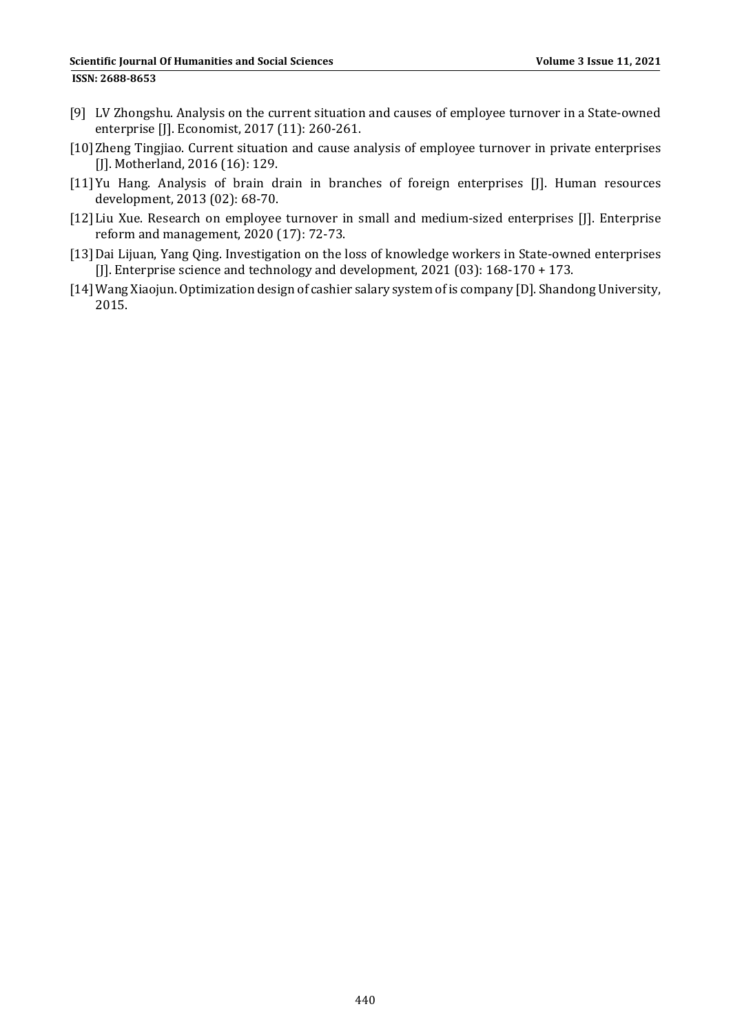[9] LV Zhongshu. Analysis on the current situation and causes of employee turnover in a State-owned enterprise [J]. Economist, 2017 (11): 260-261.

[10] Zheng Tingjiao. Current situation and cause analysis of employee turnover in private enterprises [J]. Motherland, 2016 (16): 129.

[11] Yu Hang. Analysis of brain drain in branches of foreign enterprises [J]. Human resources development, 2013 (02): 68-70.

[12] Liu Xue. Research on employee turnover in small and medium-sized enterprises [J]. Enterprise reform and management, 2020 (17): 72-73.

[13] Dai Lijuan, Yang Qing. Investigation on the loss of knowledge workers in State-owned enterprises [J]. Enterprise science and technology and development, 2021 (03): 168-170 + 173.

[14] Wang Xiaojun. Optimization design of cashier salary system of is company [D]. Shandong University, 2015.